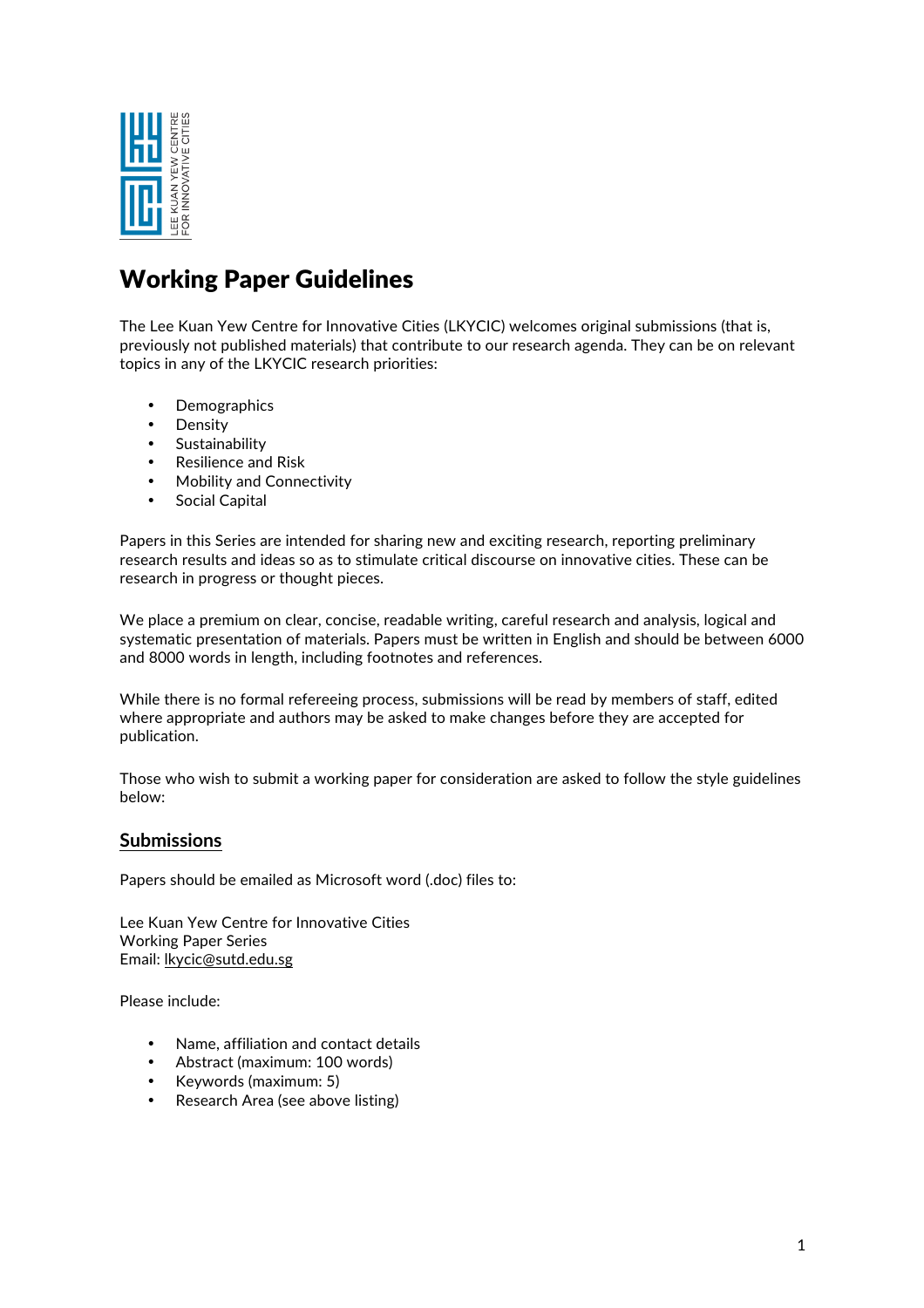# Working Paper Guidelines

The Lee Kuan Yew Centre for Innovative Cities (LKYCIC) welcomes original submissions (that is, previously not published materials) that contribute to our research agenda. They can be on relevant topics in any of the LKYCIC research priorities:

- Demographics
- Density
- Sustainability
- Resilience and Risk
- Mobility and Connectivity
- Social Capital

Papers in this Series are intended for sharing new and exciting research, reporting preliminary research results and ideas so as to stimulate critical discourse on innovative cities. These can be research in progress or thought pieces.

We place a premium on clear, concise, readable writing, careful research and analysis, logical and systematic presentation of materials. Papers must be written in English and should be between 6000 and 8000 words in length, including footnotes and references.

While there is no formal refereeing process, submissions will be read by members of staff, edited where appropriate and authors may be asked to make changes before they are accepted for publication.

Those who wish to submit a working paper for consideration are asked to follow the style guidelines below:

## Submissions

Papers should be emailed as Microsoft word (.doc) files to:

Lee Kuan Yew Centre for Innovative Cities
Working Paper Series
Email: lkycic@sutd.edu.sg

Please include:

- Name, affiliation and contact details
- Abstract (maximum: 100 words)
- Keywords (maximum: 5)
- Research Area (see above listing)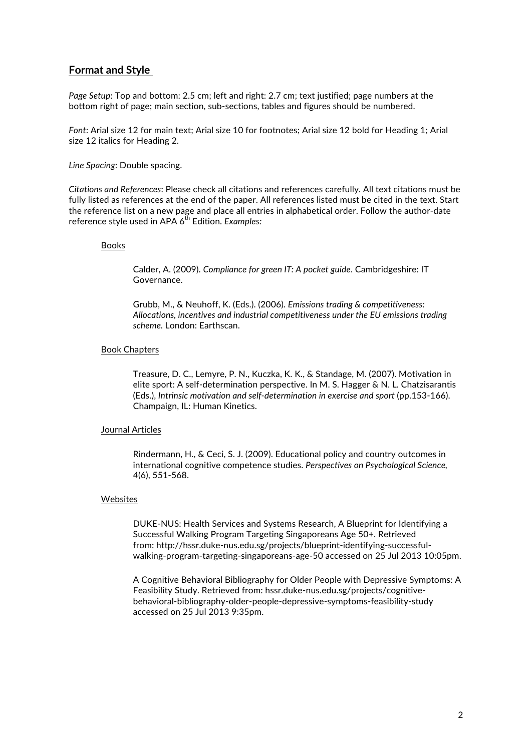## **Format and Style**

*Page Setup*: Top and bottom: 2.5 cm; left and right: 2.7 cm; text justified; page numbers at the bottom right of page; main section, sub-sections, tables and figures should be numbered.

*Font*: Arial size 12 for main text; Arial size 10 for footnotes; Arial size 12 bold for Heading 1; Arial size 12 italics for Heading 2.

*Line Spacing*: Double spacing.

*Citations and References*: Please check all citations and references carefully. All text citations must be fully listed as references at the end of the paper. All references listed must be cited in the text. Start the reference list on a new page and place all entries in alphabetical order. Follow the author-date reference style used in APA 6th Edition. *Examples:*

Books

Calder, A. (2009). *Compliance for green IT: A pocket guide*. Cambridgeshire: IT Governance.

Grubb, M., & Neuhoff, K. (Eds.). (2006). *Emissions trading & competitiveness: Allocations, incentives and industrial competitiveness under the EU emissions trading scheme.* London: Earthscan.

Book Chapters

Treasure, D. C., Lemyre, P. N., Kuczka, K. K., & Standage, M. (2007). Motivation in elite sport: A self-determination perspective. In M. S. Hagger & N. L. Chatzisarantis (Eds.), *Intrinsic motivation and self-determination in exercise and sport* (pp.153-166). Champaign, IL: Human Kinetics.

Journal Articles

Rindermann, H., & Ceci, S. J. (2009). Educational policy and country outcomes in international cognitive competence studies. *Perspectives on Psychological Science, 4*(6), 551-568.

Websites

DUKE-NUS: Health Services and Systems Research, A Blueprint for Identifying a Successful Walking Program Targeting Singaporeans Age 50+. Retrieved from: http://hssr.duke-nus.edu.sg/projects/blueprint-identifying-successful-walking-program-targeting-singaporeans-age-50 accessed on 25 Jul 2013 10:05pm.

A Cognitive Behavioral Bibliography for Older People with Depressive Symptoms: A Feasibility Study. Retrieved from: hssr.duke-nus.edu.sg/projects/cognitive-behavioral-bibliography-older-people-depressive-symptoms-feasibility-study accessed on 25 Jul 2013 9:35pm.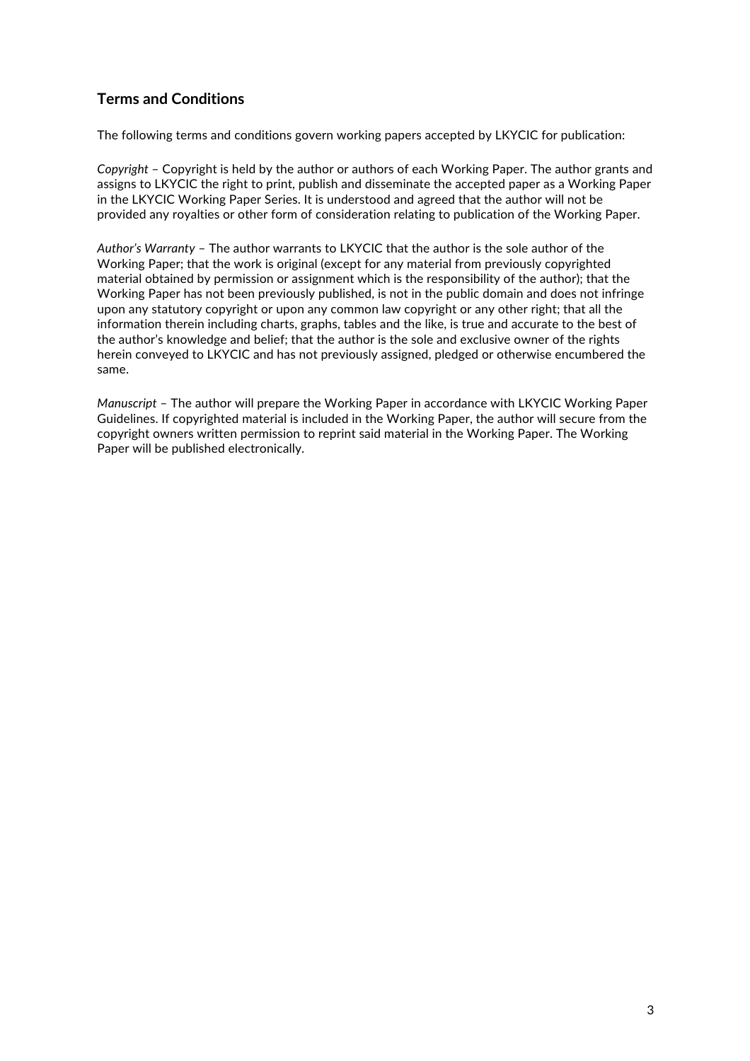## Terms and Conditions

The following terms and conditions govern working papers accepted by LKYCIC for publication:

*Copyright* – Copyright is held by the author or authors of each Working Paper. The author grants and assigns to LKYCIC the right to print, publish and disseminate the accepted paper as a Working Paper in the LKYCIC Working Paper Series. It is understood and agreed that the author will not be provided any royalties or other form of consideration relating to publication of the Working Paper.

*Author's Warranty* – The author warrants to LKYCIC that the author is the sole author of the Working Paper; that the work is original (except for any material from previously copyrighted material obtained by permission or assignment which is the responsibility of the author); that the Working Paper has not been previously published, is not in the public domain and does not infringe upon any statutory copyright or upon any common law copyright or any other right; that all the information therein including charts, graphs, tables and the like, is true and accurate to the best of the author's knowledge and belief; that the author is the sole and exclusive owner of the rights herein conveyed to LKYCIC and has not previously assigned, pledged or otherwise encumbered the same.

*Manuscript* – The author will prepare the Working Paper in accordance with LKYCIC Working Paper Guidelines. If copyrighted material is included in the Working Paper, the author will secure from the copyright owners written permission to reprint said material in the Working Paper. The Working Paper will be published electronically.